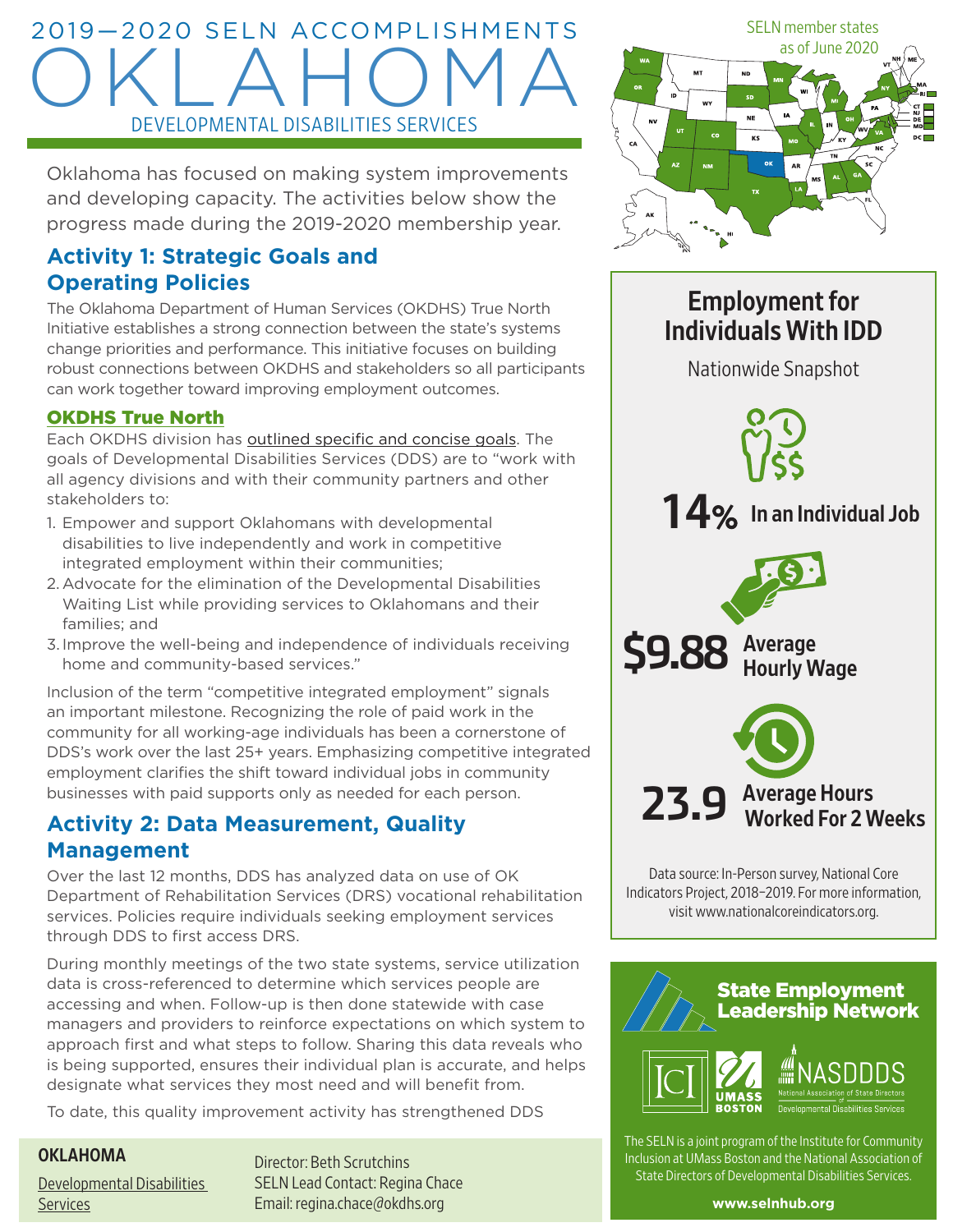# 2019—2020 SELN ACCOMPLISHMENTS

# OKLAHOMA

## DEVELOPMENTAL DISABILITIES SERVICES

Oklahoma has focused on making system improvements and developing capacity. The activities below show the progress made during the 2019-2020 membership year.

## Activity 1: Strategic Goals and Operating Policies

The Oklahoma Department of Human Services (OKDHS) True North Initiative establishes a strong connection between the state's systems change priorities and performance. This initiative focuses on building robust connections between OKDHS and stakeholders so all participants can work together toward improving employment outcomes.

### OKDHS True North

Each OKDHS division has outlined specific and concise goals. The goals of Developmental Disabilities Services (DDS) are to "work with all agency divisions and with their community partners and other stakeholders to:

1. Empower and support Oklahomans with developmental disabilities to live independently and work in competitive integrated employment within their communities;
2. Advocate for the elimination of the Developmental Disabilities Waiting List while providing services to Oklahomans and their families; and
3. Improve the well-being and independence of individuals receiving home and community-based services."

Inclusion of the term "competitive integrated employment" signals an important milestone. Recognizing the role of paid work in the community for all working-age individuals has been a cornerstone of DDS's work over the last 25+ years. Emphasizing competitive integrated employment clarifies the shift toward individual jobs in community businesses with paid supports only as needed for each person.

## Activity 2: Data Measurement, Quality Management

Over the last 12 months, DDS has analyzed data on use of OK Department of Rehabilitation Services (DRS) vocational rehabilitation services. Policies require individuals seeking employment services through DDS to first access DRS.

During monthly meetings of the two state systems, service utilization data is cross-referenced to determine which services people are accessing and when. Follow-up is then done statewide with case managers and providers to reinforce expectations on which system to approach first and what steps to follow. Sharing this data reveals who is being supported, ensures their individual plan is accurate, and helps designate what services they most need and will benefit from.

To date, this quality improvement activity has strengthened DDS

SELN member states as of June 2020

## Employment for Individuals With IDD

Nationwide Snapshot

**14%** In an Individual Job

**$9.88** Average Hourly Wage

**23.9** Average Hours Worked For 2 Weeks

Data source: In-Person survey, National Core Indicators Project, 2018–2019. For more information, visit www.nationalcoreindicators.org.

**State Employment Leadership Network**

ICI | UMASS BOSTON | NASDDDS National Association of State Directors of Developmental Disabilities Services

The SELN is a joint program of the Institute for Community Inclusion at UMass Boston and the National Association of State Directors of Developmental Disabilities Services.

**www.selnhub.org**

**OKLAHOMA**

Developmental Disabilities Services

Director: Beth Scrutchins
SELN Lead Contact: Regina Chace
Email: regina.chace@okdhs.org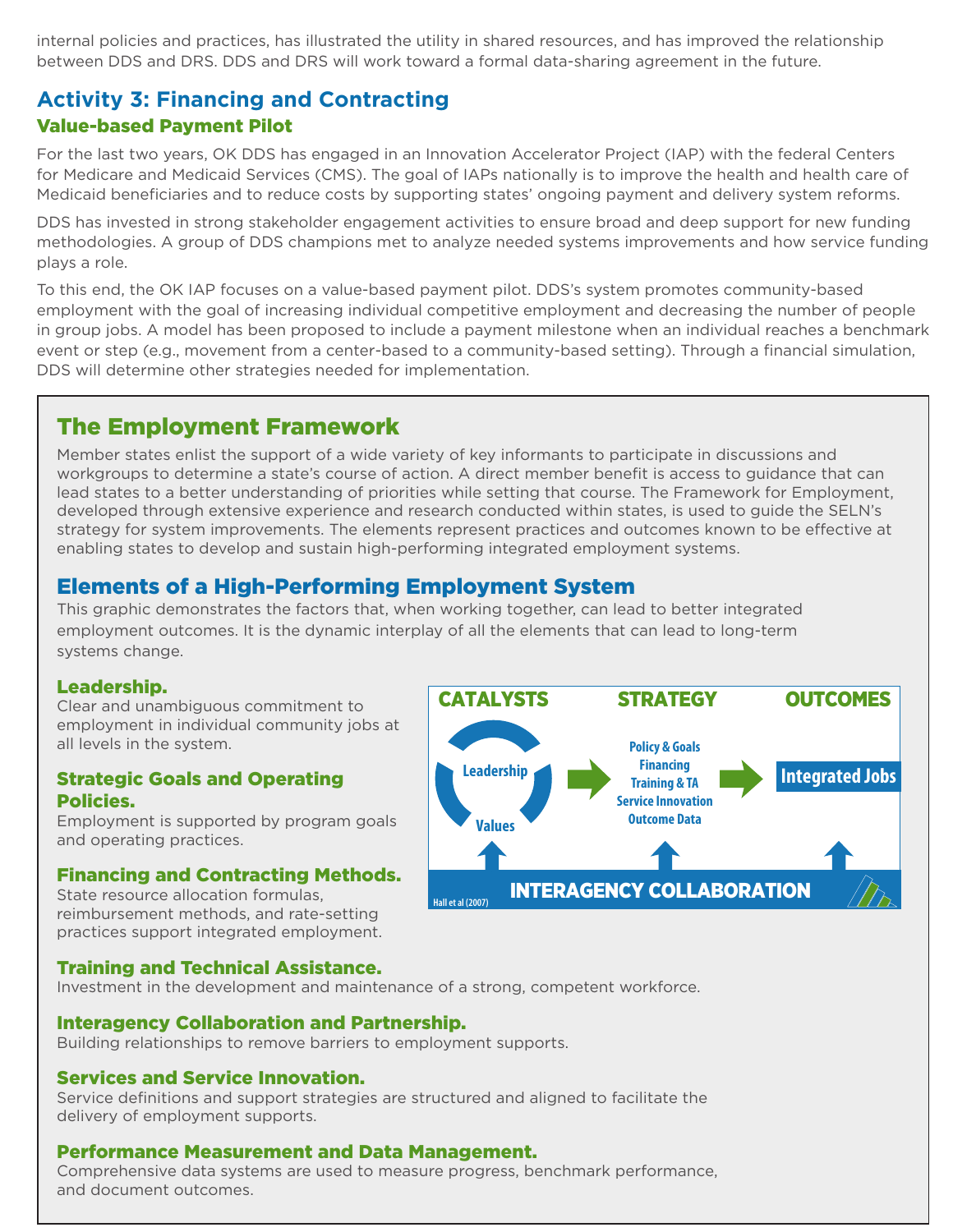internal policies and practices, has illustrated the utility in shared resources, and has improved the relationship between DDS and DRS. DDS and DRS will work toward a formal data-sharing agreement in the future.

## Activity 3: Financing and Contracting

### Value-based Payment Pilot

For the last two years, OK DDS has engaged in an Innovation Accelerator Project (IAP) with the federal Centers for Medicare and Medicaid Services (CMS). The goal of IAPs nationally is to improve the health and health care of Medicaid beneficiaries and to reduce costs by supporting states' ongoing payment and delivery system reforms.

DDS has invested in strong stakeholder engagement activities to ensure broad and deep support for new funding methodologies. A group of DDS champions met to analyze needed systems improvements and how service funding plays a role.

To this end, the OK IAP focuses on a value-based payment pilot. DDS's system promotes community-based employment with the goal of increasing individual competitive employment and decreasing the number of people in group jobs. A model has been proposed to include a payment milestone when an individual reaches a benchmark event or step (e.g., movement from a center-based to a community-based setting). Through a financial simulation, DDS will determine other strategies needed for implementation.

## The Employment Framework

Member states enlist the support of a wide variety of key informants to participate in discussions and workgroups to determine a state's course of action. A direct member benefit is access to guidance that can lead states to a better understanding of priorities while setting that course. The Framework for Employment, developed through extensive experience and research conducted within states, is used to guide the SELN's strategy for system improvements. The elements represent practices and outcomes known to be effective at enabling states to develop and sustain high-performing integrated employment systems.

## Elements of a High-Performing Employment System

This graphic demonstrates the factors that, when working together, can lead to better integrated employment outcomes. It is the dynamic interplay of all the elements that can lead to long-term systems change.

CATALYSTS
Leadership
Values

STRATEGY
Policy & Goals
Financing
Training & TA
Service Innovation
Outcome Data

OUTCOMES
Integrated Jobs

INTERAGENCY COLLABORATION

Hall et al (2007)

### Leadership.
Clear and unambiguous commitment to employment in individual community jobs at all levels in the system.

### Strategic Goals and Operating Policies.
Employment is supported by program goals and operating practices.

### Financing and Contracting Methods.
State resource allocation formulas, reimbursement methods, and rate-setting practices support integrated employment.

### Training and Technical Assistance.
Investment in the development and maintenance of a strong, competent workforce.

### Interagency Collaboration and Partnership.
Building relationships to remove barriers to employment supports.

### Services and Service Innovation.
Service definitions and support strategies are structured and aligned to facilitate the delivery of employment supports.

### Performance Measurement and Data Management.
Comprehensive data systems are used to measure progress, benchmark performance, and document outcomes.